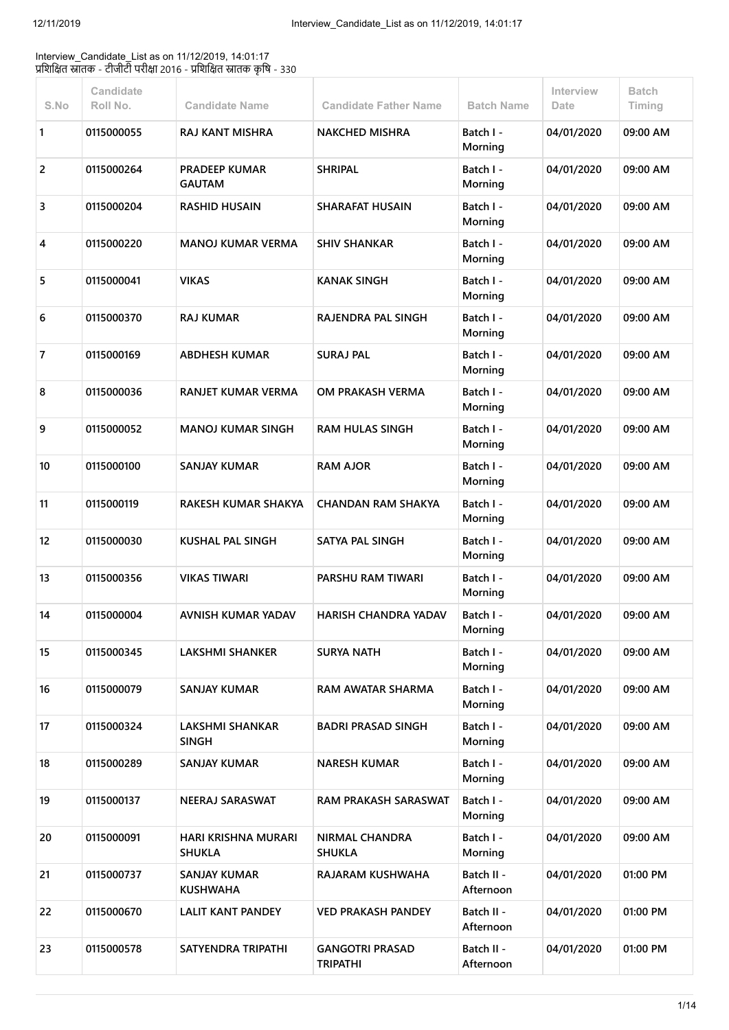Interview_Candidate_List as on 11/12/2019, 14:01:17
प्रशिक्षित स्नातक - टीजीटी परीक्षा 2016 - प्रशिक्षित स्नातक कृषि - 330

| S.No | Candidate Roll No. | Candidate Name | Candidate Father Name | Batch Name | Interview Date | Batch Timing |
|---|---|---|---|---|---|---|
| 1 | 0115000055 | RAJ KANT MISHRA | NAKCHED MISHRA | Batch I - Morning | 04/01/2020 | 09:00 AM |
| 2 | 0115000264 | PRADEEP KUMAR GAUTAM | SHRIPAL | Batch I - Morning | 04/01/2020 | 09:00 AM |
| 3 | 0115000204 | RASHID HUSAIN | SHARAFAT HUSAIN | Batch I - Morning | 04/01/2020 | 09:00 AM |
| 4 | 0115000220 | MANOJ KUMAR VERMA | SHIV SHANKAR | Batch I - Morning | 04/01/2020 | 09:00 AM |
| 5 | 0115000041 | VIKAS | KANAK SINGH | Batch I - Morning | 04/01/2020 | 09:00 AM |
| 6 | 0115000370 | RAJ KUMAR | RAJENDRA PAL SINGH | Batch I - Morning | 04/01/2020 | 09:00 AM |
| 7 | 0115000169 | ABDHESH KUMAR | SURAJ PAL | Batch I - Morning | 04/01/2020 | 09:00 AM |
| 8 | 0115000036 | RANJET KUMAR VERMA | OM PRAKASH VERMA | Batch I - Morning | 04/01/2020 | 09:00 AM |
| 9 | 0115000052 | MANOJ KUMAR SINGH | RAM HULAS SINGH | Batch I - Morning | 04/01/2020 | 09:00 AM |
| 10 | 0115000100 | SANJAY KUMAR | RAM AJOR | Batch I - Morning | 04/01/2020 | 09:00 AM |
| 11 | 0115000119 | RAKESH KUMAR SHAKYA | CHANDAN RAM SHAKYA | Batch I - Morning | 04/01/2020 | 09:00 AM |
| 12 | 0115000030 | KUSHAL PAL SINGH | SATYA PAL SINGH | Batch I - Morning | 04/01/2020 | 09:00 AM |
| 13 | 0115000356 | VIKAS TIWARI | PARSHU RAM TIWARI | Batch I - Morning | 04/01/2020 | 09:00 AM |
| 14 | 0115000004 | AVNISH KUMAR YADAV | HARISH CHANDRA YADAV | Batch I - Morning | 04/01/2020 | 09:00 AM |
| 15 | 0115000345 | LAKSHMI SHANKER | SURYA NATH | Batch I - Morning | 04/01/2020 | 09:00 AM |
| 16 | 0115000079 | SANJAY KUMAR | RAM AWATAR SHARMA | Batch I - Morning | 04/01/2020 | 09:00 AM |
| 17 | 0115000324 | LAKSHMI SHANKAR SINGH | BADRI PRASAD SINGH | Batch I - Morning | 04/01/2020 | 09:00 AM |
| 18 | 0115000289 | SANJAY KUMAR | NARESH KUMAR | Batch I - Morning | 04/01/2020 | 09:00 AM |
| 19 | 0115000137 | NEERAJ SARASWAT | RAM PRAKASH SARASWAT | Batch I - Morning | 04/01/2020 | 09:00 AM |
| 20 | 0115000091 | HARI KRISHNA MURARI SHUKLA | NIRMAL CHANDRA SHUKLA | Batch I - Morning | 04/01/2020 | 09:00 AM |
| 21 | 0115000737 | SANJAY KUMAR KUSHWAHA | RAJARAM KUSHWAHA | Batch II - Afternoon | 04/01/2020 | 01:00 PM |
| 22 | 0115000670 | LALIT KANT PANDEY | VED PRAKASH PANDEY | Batch II - Afternoon | 04/01/2020 | 01:00 PM |
| 23 | 0115000578 | SATYENDRA TRIPATHI | GANGOTRI PRASAD TRIPATHI | Batch II - Afternoon | 04/01/2020 | 01:00 PM |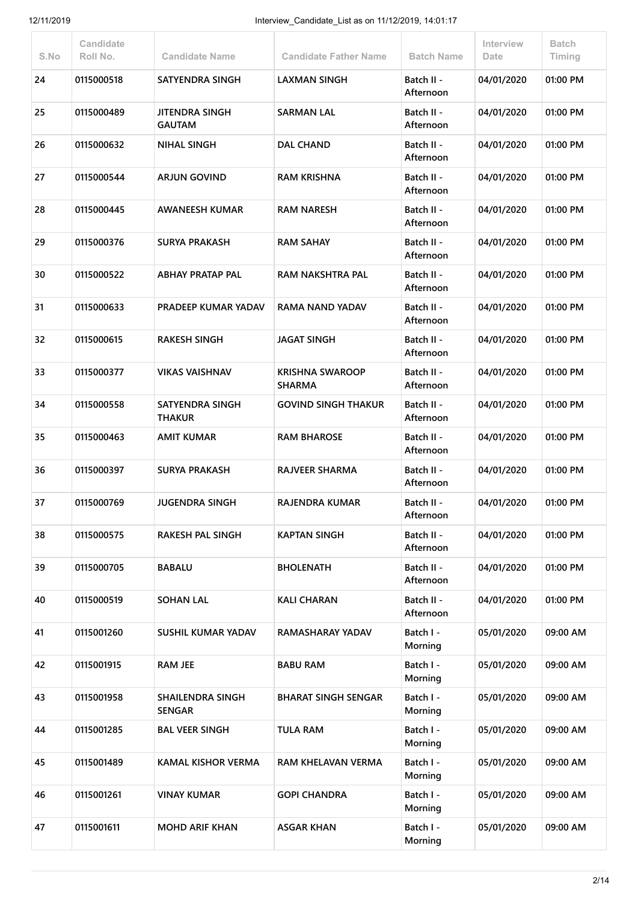| S.No | Candidate Roll No. | Candidate Name | Candidate Father Name | Batch Name | Interview Date | Batch Timing |
|---|---|---|---|---|---|---|
| 24 | 0115000518 | SATYENDRA SINGH | LAXMAN SINGH | Batch II - Afternoon | 04/01/2020 | 01:00 PM |
| 25 | 0115000489 | JITENDRA SINGH GAUTAM | SARMAN LAL | Batch II - Afternoon | 04/01/2020 | 01:00 PM |
| 26 | 0115000632 | NIHAL SINGH | DAL CHAND | Batch II - Afternoon | 04/01/2020 | 01:00 PM |
| 27 | 0115000544 | ARJUN GOVIND | RAM KRISHNA | Batch II - Afternoon | 04/01/2020 | 01:00 PM |
| 28 | 0115000445 | AWANEESH KUMAR | RAM NARESH | Batch II - Afternoon | 04/01/2020 | 01:00 PM |
| 29 | 0115000376 | SURYA PRAKASH | RAM SAHAY | Batch II - Afternoon | 04/01/2020 | 01:00 PM |
| 30 | 0115000522 | ABHAY PRATAP PAL | RAM NAKSHTRA PAL | Batch II - Afternoon | 04/01/2020 | 01:00 PM |
| 31 | 0115000633 | PRADEEP KUMAR YADAV | RAMA NAND YADAV | Batch II - Afternoon | 04/01/2020 | 01:00 PM |
| 32 | 0115000615 | RAKESH SINGH | JAGAT SINGH | Batch II - Afternoon | 04/01/2020 | 01:00 PM |
| 33 | 0115000377 | VIKAS VAISHNAV | KRISHNA SWAROOP SHARMA | Batch II - Afternoon | 04/01/2020 | 01:00 PM |
| 34 | 0115000558 | SATYENDRA SINGH THAKUR | GOVIND SINGH THAKUR | Batch II - Afternoon | 04/01/2020 | 01:00 PM |
| 35 | 0115000463 | AMIT KUMAR | RAM BHAROSE | Batch II - Afternoon | 04/01/2020 | 01:00 PM |
| 36 | 0115000397 | SURYA PRAKASH | RAJVEER SHARMA | Batch II - Afternoon | 04/01/2020 | 01:00 PM |
| 37 | 0115000769 | JUGENDRA SINGH | RAJENDRA KUMAR | Batch II - Afternoon | 04/01/2020 | 01:00 PM |
| 38 | 0115000575 | RAKESH PAL SINGH | KAPTAN SINGH | Batch II - Afternoon | 04/01/2020 | 01:00 PM |
| 39 | 0115000705 | BABALU | BHOLENATH | Batch II - Afternoon | 04/01/2020 | 01:00 PM |
| 40 | 0115000519 | SOHAN LAL | KALI CHARAN | Batch II - Afternoon | 04/01/2020 | 01:00 PM |
| 41 | 0115001260 | SUSHIL KUMAR YADAV | RAMASHARAY YADAV | Batch I - Morning | 05/01/2020 | 09:00 AM |
| 42 | 0115001915 | RAM JEE | BABU RAM | Batch I - Morning | 05/01/2020 | 09:00 AM |
| 43 | 0115001958 | SHAILENDRA SINGH SENGAR | BHARAT SINGH SENGAR | Batch I - Morning | 05/01/2020 | 09:00 AM |
| 44 | 0115001285 | BAL VEER SINGH | TULA RAM | Batch I - Morning | 05/01/2020 | 09:00 AM |
| 45 | 0115001489 | KAMAL KISHOR VERMA | RAM KHELAVAN VERMA | Batch I - Morning | 05/01/2020 | 09:00 AM |
| 46 | 0115001261 | VINAY KUMAR | GOPI CHANDRA | Batch I - Morning | 05/01/2020 | 09:00 AM |
| 47 | 0115001611 | MOHD ARIF KHAN | ASGAR KHAN | Batch I - Morning | 05/01/2020 | 09:00 AM |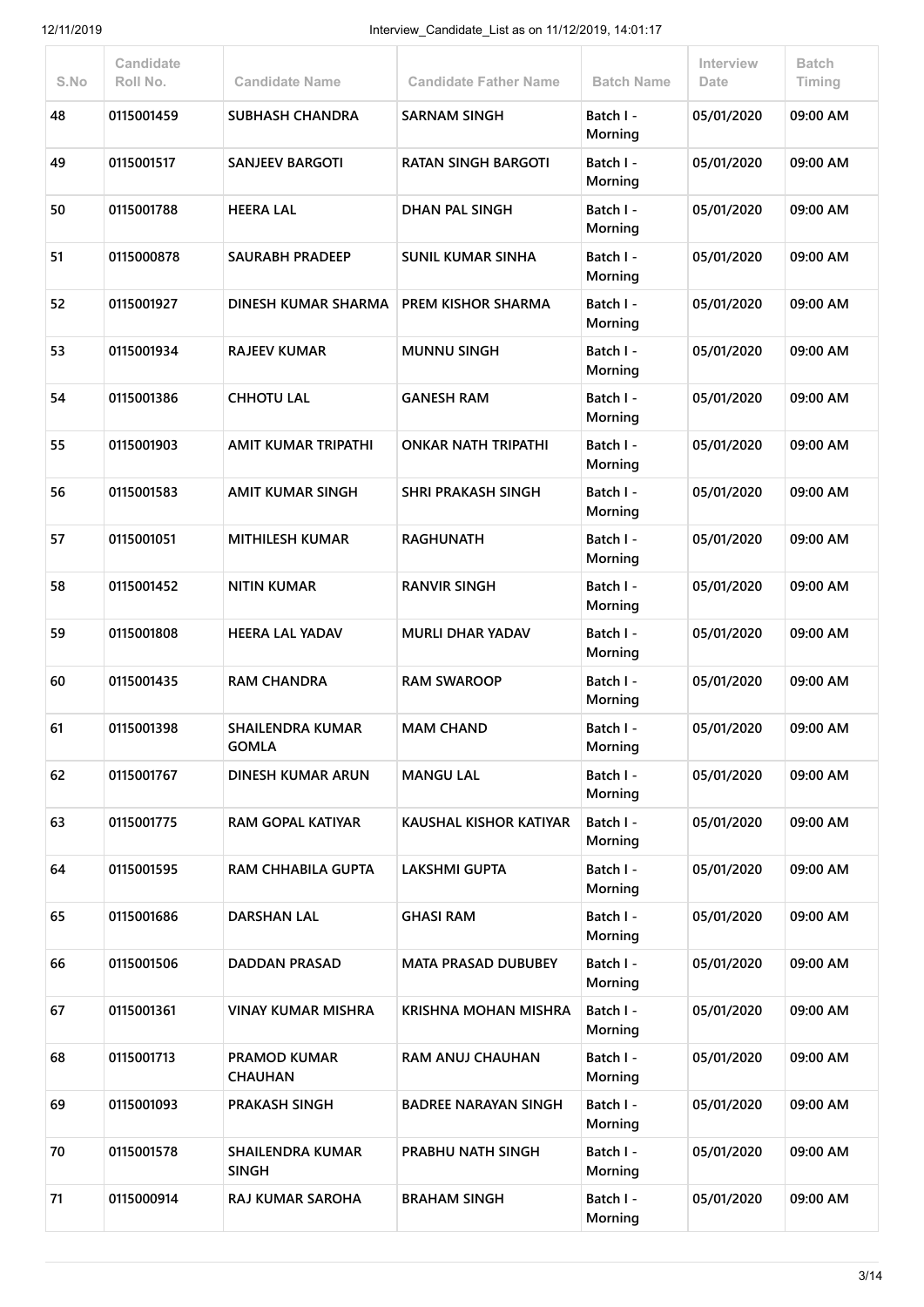| S.No | Candidate Roll No. | Candidate Name | Candidate Father Name | Batch Name | Interview Date | Batch Timing |
|---|---|---|---|---|---|---|
| 48 | 0115001459 | SUBHASH CHANDRA | SARNAM SINGH | Batch I - Morning | 05/01/2020 | 09:00 AM |
| 49 | 0115001517 | SANJEEV BARGOTI | RATAN SINGH BARGOTI | Batch I - Morning | 05/01/2020 | 09:00 AM |
| 50 | 0115001788 | HEERA LAL | DHAN PAL SINGH | Batch I - Morning | 05/01/2020 | 09:00 AM |
| 51 | 0115000878 | SAURABH PRADEEP | SUNIL KUMAR SINHA | Batch I - Morning | 05/01/2020 | 09:00 AM |
| 52 | 0115001927 | DINESH KUMAR SHARMA | PREM KISHOR SHARMA | Batch I - Morning | 05/01/2020 | 09:00 AM |
| 53 | 0115001934 | RAJEEV KUMAR | MUNNU SINGH | Batch I - Morning | 05/01/2020 | 09:00 AM |
| 54 | 0115001386 | CHHOTU LAL | GANESH RAM | Batch I - Morning | 05/01/2020 | 09:00 AM |
| 55 | 0115001903 | AMIT KUMAR TRIPATHI | ONKAR NATH TRIPATHI | Batch I - Morning | 05/01/2020 | 09:00 AM |
| 56 | 0115001583 | AMIT KUMAR SINGH | SHRI PRAKASH SINGH | Batch I - Morning | 05/01/2020 | 09:00 AM |
| 57 | 0115001051 | MITHILESH KUMAR | RAGHUNATH | Batch I - Morning | 05/01/2020 | 09:00 AM |
| 58 | 0115001452 | NITIN KUMAR | RANVIR SINGH | Batch I - Morning | 05/01/2020 | 09:00 AM |
| 59 | 0115001808 | HEERA LAL YADAV | MURLI DHAR YADAV | Batch I - Morning | 05/01/2020 | 09:00 AM |
| 60 | 0115001435 | RAM CHANDRA | RAM SWAROOP | Batch I - Morning | 05/01/2020 | 09:00 AM |
| 61 | 0115001398 | SHAILENDRA KUMAR GOMLA | MAM CHAND | Batch I - Morning | 05/01/2020 | 09:00 AM |
| 62 | 0115001767 | DINESH KUMAR ARUN | MANGU LAL | Batch I - Morning | 05/01/2020 | 09:00 AM |
| 63 | 0115001775 | RAM GOPAL KATIYAR | KAUSHAL KISHOR KATIYAR | Batch I - Morning | 05/01/2020 | 09:00 AM |
| 64 | 0115001595 | RAM CHHABILA GUPTA | LAKSHMI GUPTA | Batch I - Morning | 05/01/2020 | 09:00 AM |
| 65 | 0115001686 | DARSHAN LAL | GHASI RAM | Batch I - Morning | 05/01/2020 | 09:00 AM |
| 66 | 0115001506 | DADDAN PRASAD | MATA PRASAD DUBUBEY | Batch I - Morning | 05/01/2020 | 09:00 AM |
| 67 | 0115001361 | VINAY KUMAR MISHRA | KRISHNA MOHAN MISHRA | Batch I - Morning | 05/01/2020 | 09:00 AM |
| 68 | 0115001713 | PRAMOD KUMAR CHAUHAN | RAM ANUJ CHAUHAN | Batch I - Morning | 05/01/2020 | 09:00 AM |
| 69 | 0115001093 | PRAKASH SINGH | BADREE NARAYAN SINGH | Batch I - Morning | 05/01/2020 | 09:00 AM |
| 70 | 0115001578 | SHAILENDRA KUMAR SINGH | PRABHU NATH SINGH | Batch I - Morning | 05/01/2020 | 09:00 AM |
| 71 | 0115000914 | RAJ KUMAR SAROHA | BRAHAM SINGH | Batch I - Morning | 05/01/2020 | 09:00 AM |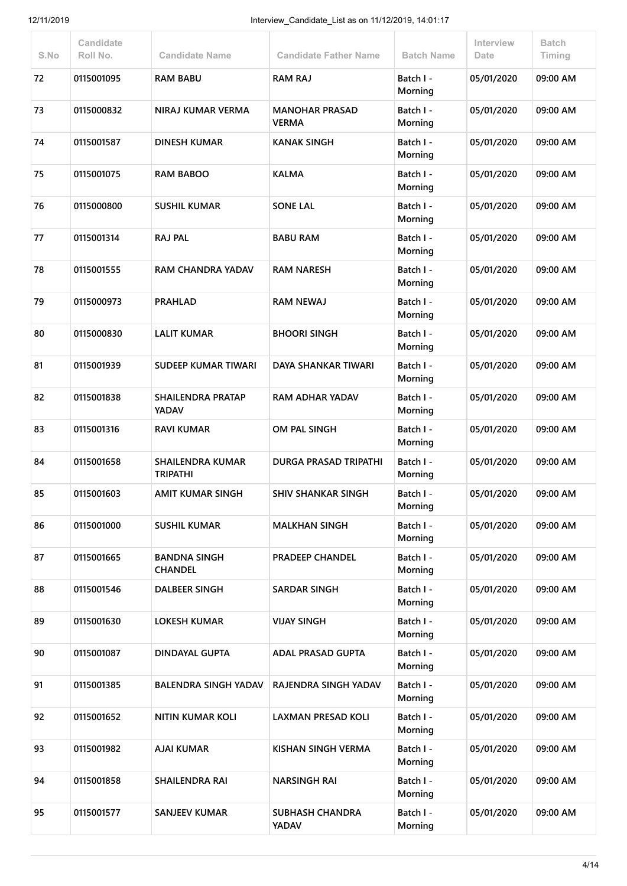| S.No | Candidate Roll No. | Candidate Name | Candidate Father Name | Batch Name | Interview Date | Batch Timing |
|---|---|---|---|---|---|---|
| 72 | 0115001095 | RAM BABU | RAM RAJ | Batch I - Morning | 05/01/2020 | 09:00 AM |
| 73 | 0115000832 | NIRAJ KUMAR VERMA | MANOHAR PRASAD VERMA | Batch I - Morning | 05/01/2020 | 09:00 AM |
| 74 | 0115001587 | DINESH KUMAR | KANAK SINGH | Batch I - Morning | 05/01/2020 | 09:00 AM |
| 75 | 0115001075 | RAM BABOO | KALMA | Batch I - Morning | 05/01/2020 | 09:00 AM |
| 76 | 0115000800 | SUSHIL KUMAR | SONE LAL | Batch I - Morning | 05/01/2020 | 09:00 AM |
| 77 | 0115001314 | RAJ PAL | BABU RAM | Batch I - Morning | 05/01/2020 | 09:00 AM |
| 78 | 0115001555 | RAM CHANDRA YADAV | RAM NARESH | Batch I - Morning | 05/01/2020 | 09:00 AM |
| 79 | 0115000973 | PRAHLAD | RAM NEWAJ | Batch I - Morning | 05/01/2020 | 09:00 AM |
| 80 | 0115000830 | LALIT KUMAR | BHOORI SINGH | Batch I - Morning | 05/01/2020 | 09:00 AM |
| 81 | 0115001939 | SUDEEP KUMAR TIWARI | DAYA SHANKAR TIWARI | Batch I - Morning | 05/01/2020 | 09:00 AM |
| 82 | 0115001838 | SHAILENDRA PRATAP YADAV | RAM ADHAR YADAV | Batch I - Morning | 05/01/2020 | 09:00 AM |
| 83 | 0115001316 | RAVI KUMAR | OM PAL SINGH | Batch I - Morning | 05/01/2020 | 09:00 AM |
| 84 | 0115001658 | SHAILENDRA KUMAR TRIPATHI | DURGA PRASAD TRIPATHI | Batch I - Morning | 05/01/2020 | 09:00 AM |
| 85 | 0115001603 | AMIT KUMAR SINGH | SHIV SHANKAR SINGH | Batch I - Morning | 05/01/2020 | 09:00 AM |
| 86 | 0115001000 | SUSHIL KUMAR | MALKHAN SINGH | Batch I - Morning | 05/01/2020 | 09:00 AM |
| 87 | 0115001665 | BANDNA SINGH CHANDEL | PRADEEP CHANDEL | Batch I - Morning | 05/01/2020 | 09:00 AM |
| 88 | 0115001546 | DALBEER SINGH | SARDAR SINGH | Batch I - Morning | 05/01/2020 | 09:00 AM |
| 89 | 0115001630 | LOKESH KUMAR | VIJAY SINGH | Batch I - Morning | 05/01/2020 | 09:00 AM |
| 90 | 0115001087 | DINDAYAL GUPTA | ADAL PRASAD GUPTA | Batch I - Morning | 05/01/2020 | 09:00 AM |
| 91 | 0115001385 | BALENDRA SINGH YADAV | RAJENDRA SINGH YADAV | Batch I - Morning | 05/01/2020 | 09:00 AM |
| 92 | 0115001652 | NITIN KUMAR KOLI | LAXMAN PRESAD KOLI | Batch I - Morning | 05/01/2020 | 09:00 AM |
| 93 | 0115001982 | AJAI KUMAR | KISHAN SINGH VERMA | Batch I - Morning | 05/01/2020 | 09:00 AM |
| 94 | 0115001858 | SHAILENDRA RAI | NARSINGH RAI | Batch I - Morning | 05/01/2020 | 09:00 AM |
| 95 | 0115001577 | SANJEEV KUMAR | SUBHASH CHANDRA YADAV | Batch I - Morning | 05/01/2020 | 09:00 AM |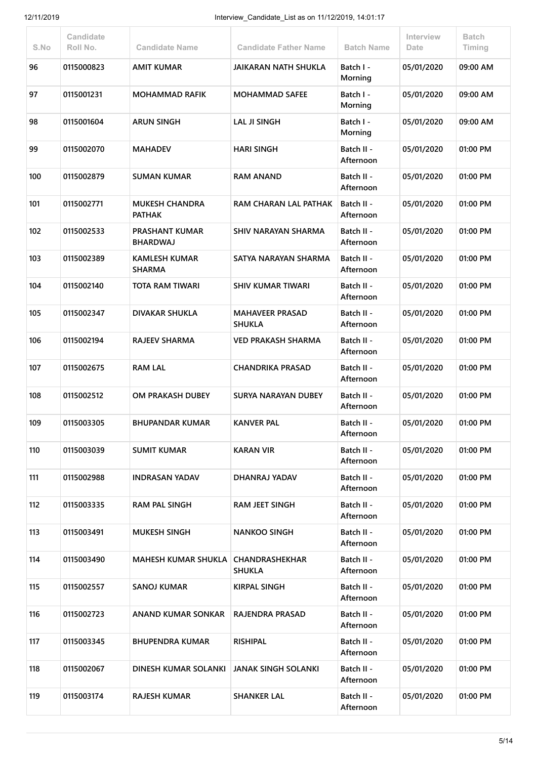| S.No | Candidate Roll No. | Candidate Name | Candidate Father Name | Batch Name | Interview Date | Batch Timing |
|---|---|---|---|---|---|---|
| 96 | 0115000823 | AMIT KUMAR | JAIKARAN NATH SHUKLA | Batch I - Morning | 05/01/2020 | 09:00 AM |
| 97 | 0115001231 | MOHAMMAD RAFIK | MOHAMMAD SAFEE | Batch I - Morning | 05/01/2020 | 09:00 AM |
| 98 | 0115001604 | ARUN SINGH | LAL JI SINGH | Batch I - Morning | 05/01/2020 | 09:00 AM |
| 99 | 0115002070 | MAHADEV | HARI SINGH | Batch II - Afternoon | 05/01/2020 | 01:00 PM |
| 100 | 0115002879 | SUMAN KUMAR | RAM ANAND | Batch II - Afternoon | 05/01/2020 | 01:00 PM |
| 101 | 0115002771 | MUKESH CHANDRA PATHAK | RAM CHARAN LAL PATHAK | Batch II - Afternoon | 05/01/2020 | 01:00 PM |
| 102 | 0115002533 | PRASHANT KUMAR BHARDWAJ | SHIV NARAYAN SHARMA | Batch II - Afternoon | 05/01/2020 | 01:00 PM |
| 103 | 0115002389 | KAMLESH KUMAR SHARMA | SATYA NARAYAN SHARMA | Batch II - Afternoon | 05/01/2020 | 01:00 PM |
| 104 | 0115002140 | TOTA RAM TIWARI | SHIV KUMAR TIWARI | Batch II - Afternoon | 05/01/2020 | 01:00 PM |
| 105 | 0115002347 | DIVAKAR SHUKLA | MAHAVEER PRASAD SHUKLA | Batch II - Afternoon | 05/01/2020 | 01:00 PM |
| 106 | 0115002194 | RAJEEV SHARMA | VED PRAKASH SHARMA | Batch II - Afternoon | 05/01/2020 | 01:00 PM |
| 107 | 0115002675 | RAM LAL | CHANDRIKA PRASAD | Batch II - Afternoon | 05/01/2020 | 01:00 PM |
| 108 | 0115002512 | OM PRAKASH DUBEY | SURYA NARAYAN DUBEY | Batch II - Afternoon | 05/01/2020 | 01:00 PM |
| 109 | 0115003305 | BHUPANDAR KUMAR | KANVER PAL | Batch II - Afternoon | 05/01/2020 | 01:00 PM |
| 110 | 0115003039 | SUMIT KUMAR | KARAN VIR | Batch II - Afternoon | 05/01/2020 | 01:00 PM |
| 111 | 0115002988 | INDRASAN YADAV | DHANRAJ YADAV | Batch II - Afternoon | 05/01/2020 | 01:00 PM |
| 112 | 0115003335 | RAM PAL SINGH | RAM JEET SINGH | Batch II - Afternoon | 05/01/2020 | 01:00 PM |
| 113 | 0115003491 | MUKESH SINGH | NANKOO SINGH | Batch II - Afternoon | 05/01/2020 | 01:00 PM |
| 114 | 0115003490 | MAHESH KUMAR SHUKLA | CHANDRASHEKHAR SHUKLA | Batch II - Afternoon | 05/01/2020 | 01:00 PM |
| 115 | 0115002557 | SANOJ KUMAR | KIRPAL SINGH | Batch II - Afternoon | 05/01/2020 | 01:00 PM |
| 116 | 0115002723 | ANAND KUMAR SONKAR | RAJENDRA PRASAD | Batch II - Afternoon | 05/01/2020 | 01:00 PM |
| 117 | 0115003345 | BHUPENDRA KUMAR | RISHIPAL | Batch II - Afternoon | 05/01/2020 | 01:00 PM |
| 118 | 0115002067 | DINESH KUMAR SOLANKI | JANAK SINGH SOLANKI | Batch II - Afternoon | 05/01/2020 | 01:00 PM |
| 119 | 0115003174 | RAJESH KUMAR | SHANKER LAL | Batch II - Afternoon | 05/01/2020 | 01:00 PM |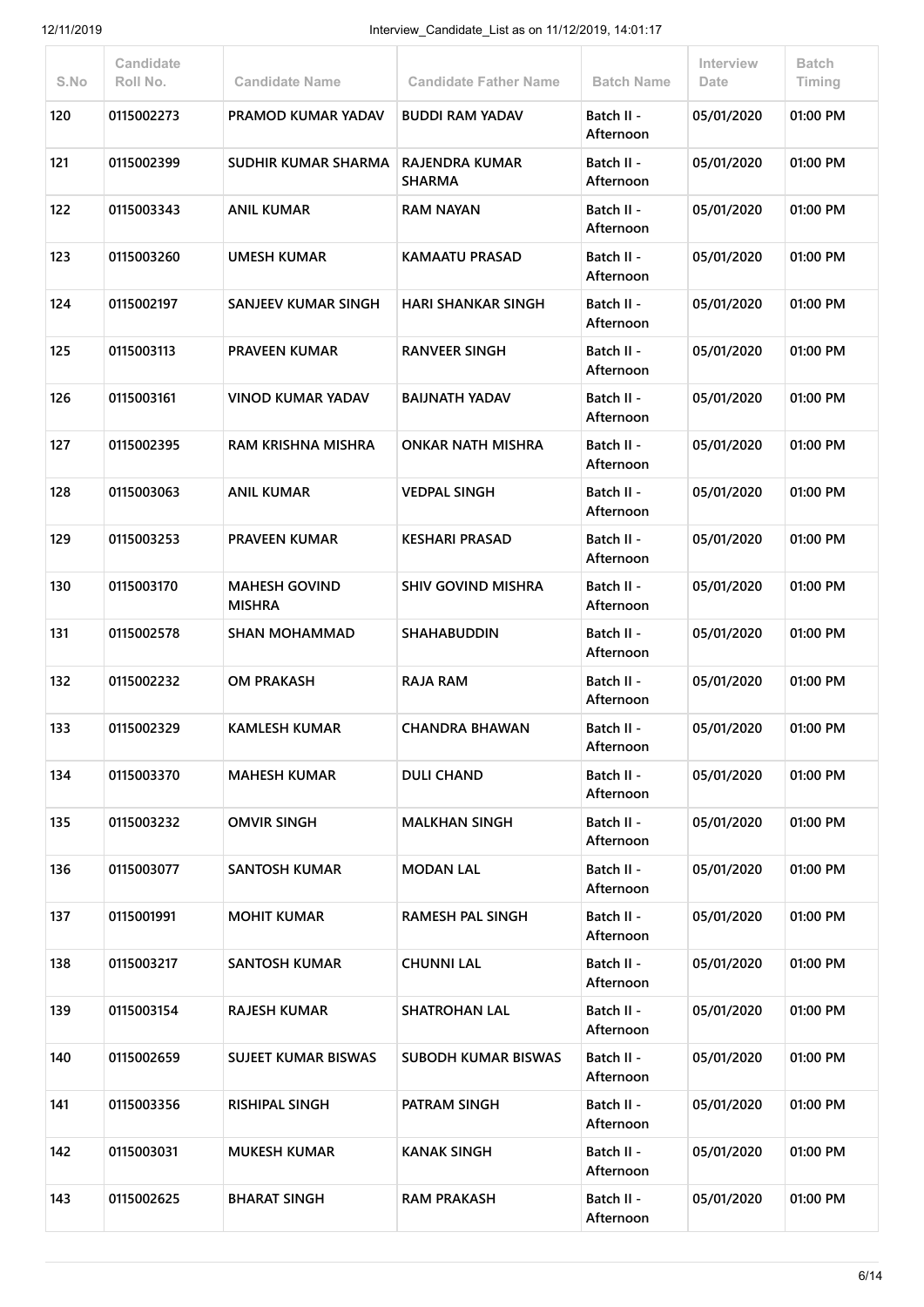| S.No | Candidate Roll No. | Candidate Name | Candidate Father Name | Batch Name | Interview Date | Batch Timing |
|---|---|---|---|---|---|---|
| 120 | 0115002273 | PRAMOD KUMAR YADAV | BUDDI RAM YADAV | Batch II - Afternoon | 05/01/2020 | 01:00 PM |
| 121 | 0115002399 | SUDHIR KUMAR SHARMA | RAJENDRA KUMAR SHARMA | Batch II - Afternoon | 05/01/2020 | 01:00 PM |
| 122 | 0115003343 | ANIL KUMAR | RAM NAYAN | Batch II - Afternoon | 05/01/2020 | 01:00 PM |
| 123 | 0115003260 | UMESH KUMAR | KAMAATU PRASAD | Batch II - Afternoon | 05/01/2020 | 01:00 PM |
| 124 | 0115002197 | SANJEEV KUMAR SINGH | HARI SHANKAR SINGH | Batch II - Afternoon | 05/01/2020 | 01:00 PM |
| 125 | 0115003113 | PRAVEEN KUMAR | RANVEER SINGH | Batch II - Afternoon | 05/01/2020 | 01:00 PM |
| 126 | 0115003161 | VINOD KUMAR YADAV | BAIJNATH YADAV | Batch II - Afternoon | 05/01/2020 | 01:00 PM |
| 127 | 0115002395 | RAM KRISHNA MISHRA | ONKAR NATH MISHRA | Batch II - Afternoon | 05/01/2020 | 01:00 PM |
| 128 | 0115003063 | ANIL KUMAR | VEDPAL SINGH | Batch II - Afternoon | 05/01/2020 | 01:00 PM |
| 129 | 0115003253 | PRAVEEN KUMAR | KESHARI PRASAD | Batch II - Afternoon | 05/01/2020 | 01:00 PM |
| 130 | 0115003170 | MAHESH GOVIND MISHRA | SHIV GOVIND MISHRA | Batch II - Afternoon | 05/01/2020 | 01:00 PM |
| 131 | 0115002578 | SHAN MOHAMMAD | SHAHABUDDIN | Batch II - Afternoon | 05/01/2020 | 01:00 PM |
| 132 | 0115002232 | OM PRAKASH | RAJA RAM | Batch II - Afternoon | 05/01/2020 | 01:00 PM |
| 133 | 0115002329 | KAMLESH KUMAR | CHANDRA BHAWAN | Batch II - Afternoon | 05/01/2020 | 01:00 PM |
| 134 | 0115003370 | MAHESH KUMAR | DULI CHAND | Batch II - Afternoon | 05/01/2020 | 01:00 PM |
| 135 | 0115003232 | OMVIR SINGH | MALKHAN SINGH | Batch II - Afternoon | 05/01/2020 | 01:00 PM |
| 136 | 0115003077 | SANTOSH KUMAR | MODAN LAL | Batch II - Afternoon | 05/01/2020 | 01:00 PM |
| 137 | 0115001991 | MOHIT KUMAR | RAMESH PAL SINGH | Batch II - Afternoon | 05/01/2020 | 01:00 PM |
| 138 | 0115003217 | SANTOSH KUMAR | CHUNNI LAL | Batch II - Afternoon | 05/01/2020 | 01:00 PM |
| 139 | 0115003154 | RAJESH KUMAR | SHATROHAN LAL | Batch II - Afternoon | 05/01/2020 | 01:00 PM |
| 140 | 0115002659 | SUJEET KUMAR BISWAS | SUBODH KUMAR BISWAS | Batch II - Afternoon | 05/01/2020 | 01:00 PM |
| 141 | 0115003356 | RISHIPAL SINGH | PATRAM SINGH | Batch II - Afternoon | 05/01/2020 | 01:00 PM |
| 142 | 0115003031 | MUKESH KUMAR | KANAK SINGH | Batch II - Afternoon | 05/01/2020 | 01:00 PM |
| 143 | 0115002625 | BHARAT SINGH | RAM PRAKASH | Batch II - Afternoon | 05/01/2020 | 01:00 PM |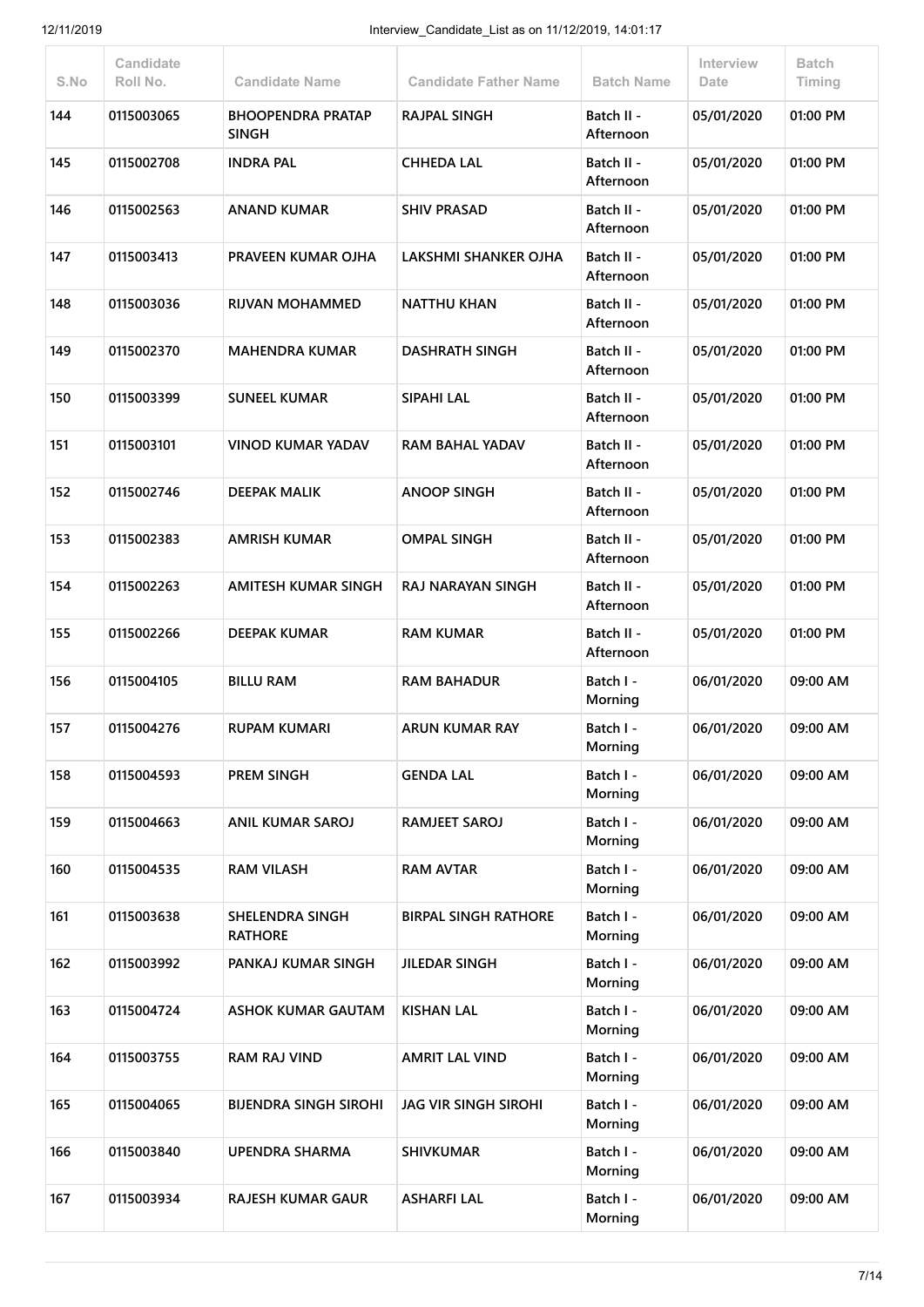| S.No | Candidate Roll No. | Candidate Name | Candidate Father Name | Batch Name | Interview Date | Batch Timing |
|---|---|---|---|---|---|---|
| 144 | 0115003065 | BHOOPENDRA PRATAP SINGH | RAJPAL SINGH | Batch II - Afternoon | 05/01/2020 | 01:00 PM |
| 145 | 0115002708 | INDRA PAL | CHHEDA LAL | Batch II - Afternoon | 05/01/2020 | 01:00 PM |
| 146 | 0115002563 | ANAND KUMAR | SHIV PRASAD | Batch II - Afternoon | 05/01/2020 | 01:00 PM |
| 147 | 0115003413 | PRAVEEN KUMAR OJHA | LAKSHMI SHANKER OJHA | Batch II - Afternoon | 05/01/2020 | 01:00 PM |
| 148 | 0115003036 | RIJVAN MOHAMMED | NATTHU KHAN | Batch II - Afternoon | 05/01/2020 | 01:00 PM |
| 149 | 0115002370 | MAHENDRA KUMAR | DASHRATH SINGH | Batch II - Afternoon | 05/01/2020 | 01:00 PM |
| 150 | 0115003399 | SUNEEL KUMAR | SIPAHI LAL | Batch II - Afternoon | 05/01/2020 | 01:00 PM |
| 151 | 0115003101 | VINOD KUMAR YADAV | RAM BAHAL YADAV | Batch II - Afternoon | 05/01/2020 | 01:00 PM |
| 152 | 0115002746 | DEEPAK MALIK | ANOOP SINGH | Batch II - Afternoon | 05/01/2020 | 01:00 PM |
| 153 | 0115002383 | AMRISH KUMAR | OMPAL SINGH | Batch II - Afternoon | 05/01/2020 | 01:00 PM |
| 154 | 0115002263 | AMITESH KUMAR SINGH | RAJ NARAYAN SINGH | Batch II - Afternoon | 05/01/2020 | 01:00 PM |
| 155 | 0115002266 | DEEPAK KUMAR | RAM KUMAR | Batch II - Afternoon | 05/01/2020 | 01:00 PM |
| 156 | 0115004105 | BILLU RAM | RAM BAHADUR | Batch I - Morning | 06/01/2020 | 09:00 AM |
| 157 | 0115004276 | RUPAM KUMARI | ARUN KUMAR RAY | Batch I - Morning | 06/01/2020 | 09:00 AM |
| 158 | 0115004593 | PREM SINGH | GENDA LAL | Batch I - Morning | 06/01/2020 | 09:00 AM |
| 159 | 0115004663 | ANIL KUMAR SAROJ | RAMJEET SAROJ | Batch I - Morning | 06/01/2020 | 09:00 AM |
| 160 | 0115004535 | RAM VILASH | RAM AVTAR | Batch I - Morning | 06/01/2020 | 09:00 AM |
| 161 | 0115003638 | SHELENDRA SINGH RATHORE | BIRPAL SINGH RATHORE | Batch I - Morning | 06/01/2020 | 09:00 AM |
| 162 | 0115003992 | PANKAJ KUMAR SINGH | JILEDAR SINGH | Batch I - Morning | 06/01/2020 | 09:00 AM |
| 163 | 0115004724 | ASHOK KUMAR GAUTAM | KISHAN LAL | Batch I - Morning | 06/01/2020 | 09:00 AM |
| 164 | 0115003755 | RAM RAJ VIND | AMRIT LAL VIND | Batch I - Morning | 06/01/2020 | 09:00 AM |
| 165 | 0115004065 | BIJENDRA SINGH SIROHI | JAG VIR SINGH SIROHI | Batch I - Morning | 06/01/2020 | 09:00 AM |
| 166 | 0115003840 | UPENDRA SHARMA | SHIVKUMAR | Batch I - Morning | 06/01/2020 | 09:00 AM |
| 167 | 0115003934 | RAJESH KUMAR GAUR | ASHARFI LAL | Batch I - Morning | 06/01/2020 | 09:00 AM |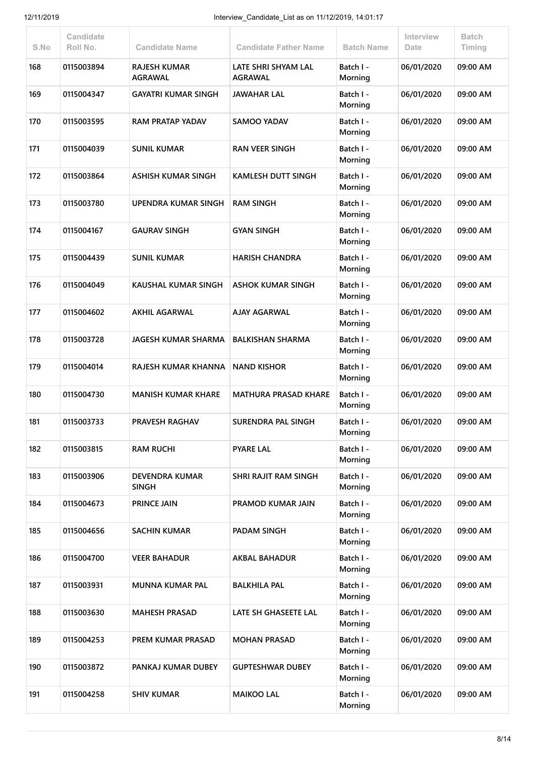| S.No | Candidate Roll No. | Candidate Name | Candidate Father Name | Batch Name | Interview Date | Batch Timing |
|---|---|---|---|---|---|---|
| 168 | 0115003894 | RAJESH KUMAR AGRAWAL | LATE SHRI SHYAM LAL AGRAWAL | Batch I - Morning | 06/01/2020 | 09:00 AM |
| 169 | 0115004347 | GAYATRI KUMAR SINGH | JAWAHAR LAL | Batch I - Morning | 06/01/2020 | 09:00 AM |
| 170 | 0115003595 | RAM PRATAP YADAV | SAMOO YADAV | Batch I - Morning | 06/01/2020 | 09:00 AM |
| 171 | 0115004039 | SUNIL KUMAR | RAN VEER SINGH | Batch I - Morning | 06/01/2020 | 09:00 AM |
| 172 | 0115003864 | ASHISH KUMAR SINGH | KAMLESH DUTT SINGH | Batch I - Morning | 06/01/2020 | 09:00 AM |
| 173 | 0115003780 | UPENDRA KUMAR SINGH | RAM SINGH | Batch I - Morning | 06/01/2020 | 09:00 AM |
| 174 | 0115004167 | GAURAV SINGH | GYAN SINGH | Batch I - Morning | 06/01/2020 | 09:00 AM |
| 175 | 0115004439 | SUNIL KUMAR | HARISH CHANDRA | Batch I - Morning | 06/01/2020 | 09:00 AM |
| 176 | 0115004049 | KAUSHAL KUMAR SINGH | ASHOK KUMAR SINGH | Batch I - Morning | 06/01/2020 | 09:00 AM |
| 177 | 0115004602 | AKHIL AGARWAL | AJAY AGARWAL | Batch I - Morning | 06/01/2020 | 09:00 AM |
| 178 | 0115003728 | JAGESH KUMAR SHARMA | BALKISHAN SHARMA | Batch I - Morning | 06/01/2020 | 09:00 AM |
| 179 | 0115004014 | RAJESH KUMAR KHANNA | NAND KISHOR | Batch I - Morning | 06/01/2020 | 09:00 AM |
| 180 | 0115004730 | MANISH KUMAR KHARE | MATHURA PRASAD KHARE | Batch I - Morning | 06/01/2020 | 09:00 AM |
| 181 | 0115003733 | PRAVESH RAGHAV | SURENDRA PAL SINGH | Batch I - Morning | 06/01/2020 | 09:00 AM |
| 182 | 0115003815 | RAM RUCHI | PYARE LAL | Batch I - Morning | 06/01/2020 | 09:00 AM |
| 183 | 0115003906 | DEVENDRA KUMAR SINGH | SHRI RAJIT RAM SINGH | Batch I - Morning | 06/01/2020 | 09:00 AM |
| 184 | 0115004673 | PRINCE JAIN | PRAMOD KUMAR JAIN | Batch I - Morning | 06/01/2020 | 09:00 AM |
| 185 | 0115004656 | SACHIN KUMAR | PADAM SINGH | Batch I - Morning | 06/01/2020 | 09:00 AM |
| 186 | 0115004700 | VEER BAHADUR | AKBAL BAHADUR | Batch I - Morning | 06/01/2020 | 09:00 AM |
| 187 | 0115003931 | MUNNA KUMAR PAL | BALKHILA PAL | Batch I - Morning | 06/01/2020 | 09:00 AM |
| 188 | 0115003630 | MAHESH PRASAD | LATE SH GHASEETE LAL | Batch I - Morning | 06/01/2020 | 09:00 AM |
| 189 | 0115004253 | PREM KUMAR PRASAD | MOHAN PRASAD | Batch I - Morning | 06/01/2020 | 09:00 AM |
| 190 | 0115003872 | PANKAJ KUMAR DUBEY | GUPTESHWAR DUBEY | Batch I - Morning | 06/01/2020 | 09:00 AM |
| 191 | 0115004258 | SHIV KUMAR | MAIKOO LAL | Batch I - Morning | 06/01/2020 | 09:00 AM |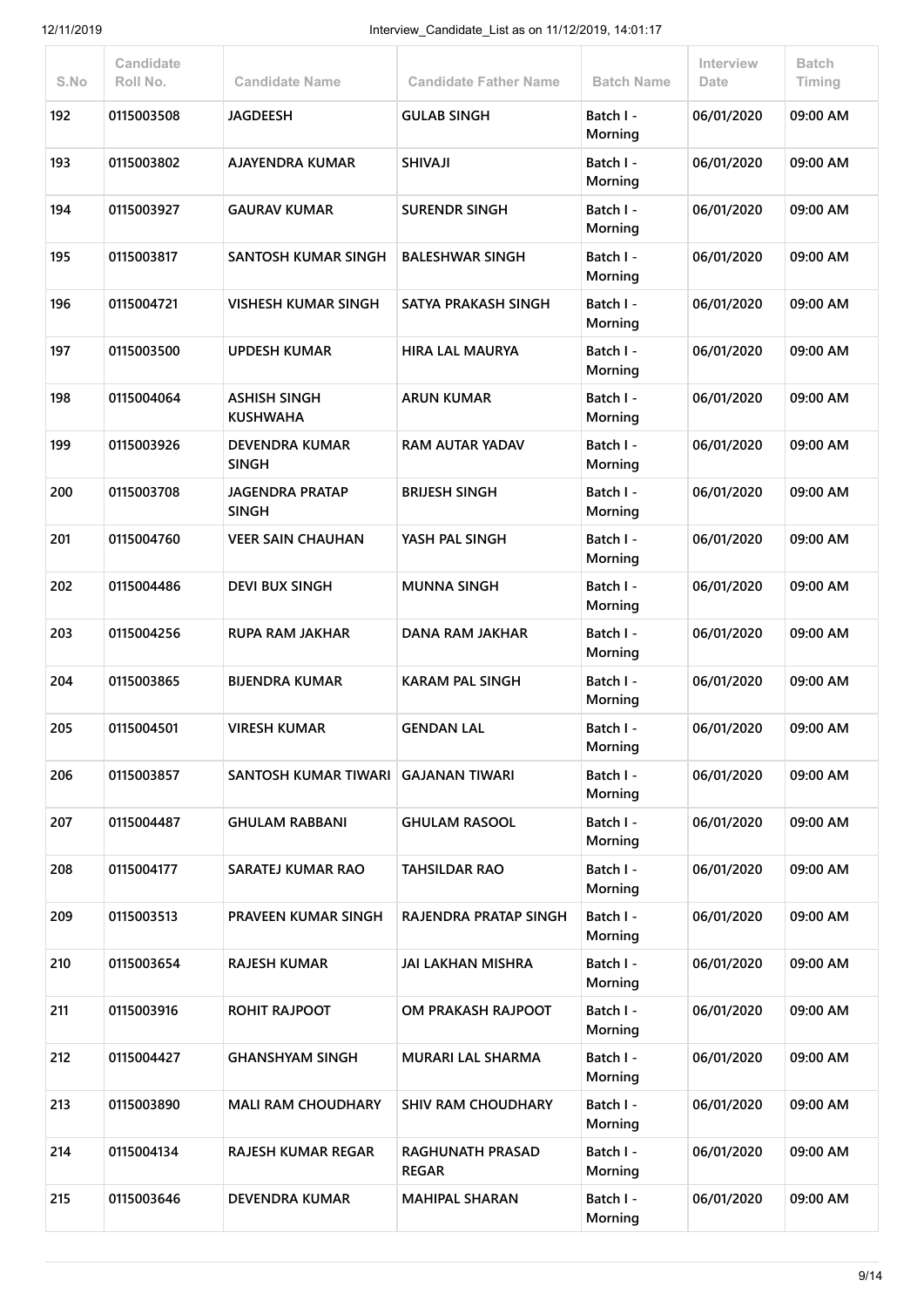| S.No | Candidate Roll No. | Candidate Name | Candidate Father Name | Batch Name | Interview Date | Batch Timing |
|---|---|---|---|---|---|---|
| 192 | 0115003508 | JAGDEESH | GULAB SINGH | Batch I - Morning | 06/01/2020 | 09:00 AM |
| 193 | 0115003802 | AJAYENDRA KUMAR | SHIVAJI | Batch I - Morning | 06/01/2020 | 09:00 AM |
| 194 | 0115003927 | GAURAV KUMAR | SURENDR SINGH | Batch I - Morning | 06/01/2020 | 09:00 AM |
| 195 | 0115003817 | SANTOSH KUMAR SINGH | BALESHWAR SINGH | Batch I - Morning | 06/01/2020 | 09:00 AM |
| 196 | 0115004721 | VISHESH KUMAR SINGH | SATYA PRAKASH SINGH | Batch I - Morning | 06/01/2020 | 09:00 AM |
| 197 | 0115003500 | UPDESH KUMAR | HIRA LAL MAURYA | Batch I - Morning | 06/01/2020 | 09:00 AM |
| 198 | 0115004064 | ASHISH SINGH KUSHWAHA | ARUN KUMAR | Batch I - Morning | 06/01/2020 | 09:00 AM |
| 199 | 0115003926 | DEVENDRA KUMAR SINGH | RAM AUTAR YADAV | Batch I - Morning | 06/01/2020 | 09:00 AM |
| 200 | 0115003708 | JAGENDRA PRATAP SINGH | BRIJESH SINGH | Batch I - Morning | 06/01/2020 | 09:00 AM |
| 201 | 0115004760 | VEER SAIN CHAUHAN | YASH PAL SINGH | Batch I - Morning | 06/01/2020 | 09:00 AM |
| 202 | 0115004486 | DEVI BUX SINGH | MUNNA SINGH | Batch I - Morning | 06/01/2020 | 09:00 AM |
| 203 | 0115004256 | RUPA RAM JAKHAR | DANA RAM JAKHAR | Batch I - Morning | 06/01/2020 | 09:00 AM |
| 204 | 0115003865 | BIJENDRA KUMAR | KARAM PAL SINGH | Batch I - Morning | 06/01/2020 | 09:00 AM |
| 205 | 0115004501 | VIRESH KUMAR | GENDAN LAL | Batch I - Morning | 06/01/2020 | 09:00 AM |
| 206 | 0115003857 | SANTOSH KUMAR TIWARI | GAJANAN TIWARI | Batch I - Morning | 06/01/2020 | 09:00 AM |
| 207 | 0115004487 | GHULAM RABBANI | GHULAM RASOOL | Batch I - Morning | 06/01/2020 | 09:00 AM |
| 208 | 0115004177 | SARATEJ KUMAR RAO | TAHSILDAR RAO | Batch I - Morning | 06/01/2020 | 09:00 AM |
| 209 | 0115003513 | PRAVEEN KUMAR SINGH | RAJENDRA PRATAP SINGH | Batch I - Morning | 06/01/2020 | 09:00 AM |
| 210 | 0115003654 | RAJESH KUMAR | JAI LAKHAN MISHRA | Batch I - Morning | 06/01/2020 | 09:00 AM |
| 211 | 0115003916 | ROHIT RAJPOOT | OM PRAKASH RAJPOOT | Batch I - Morning | 06/01/2020 | 09:00 AM |
| 212 | 0115004427 | GHANSHYAM SINGH | MURARI LAL SHARMA | Batch I - Morning | 06/01/2020 | 09:00 AM |
| 213 | 0115003890 | MALI RAM CHOUDHARY | SHIV RAM CHOUDHARY | Batch I - Morning | 06/01/2020 | 09:00 AM |
| 214 | 0115004134 | RAJESH KUMAR REGAR | RAGHUNATH PRASAD REGAR | Batch I - Morning | 06/01/2020 | 09:00 AM |
| 215 | 0115003646 | DEVENDRA KUMAR | MAHIPAL SHARAN | Batch I - Morning | 06/01/2020 | 09:00 AM |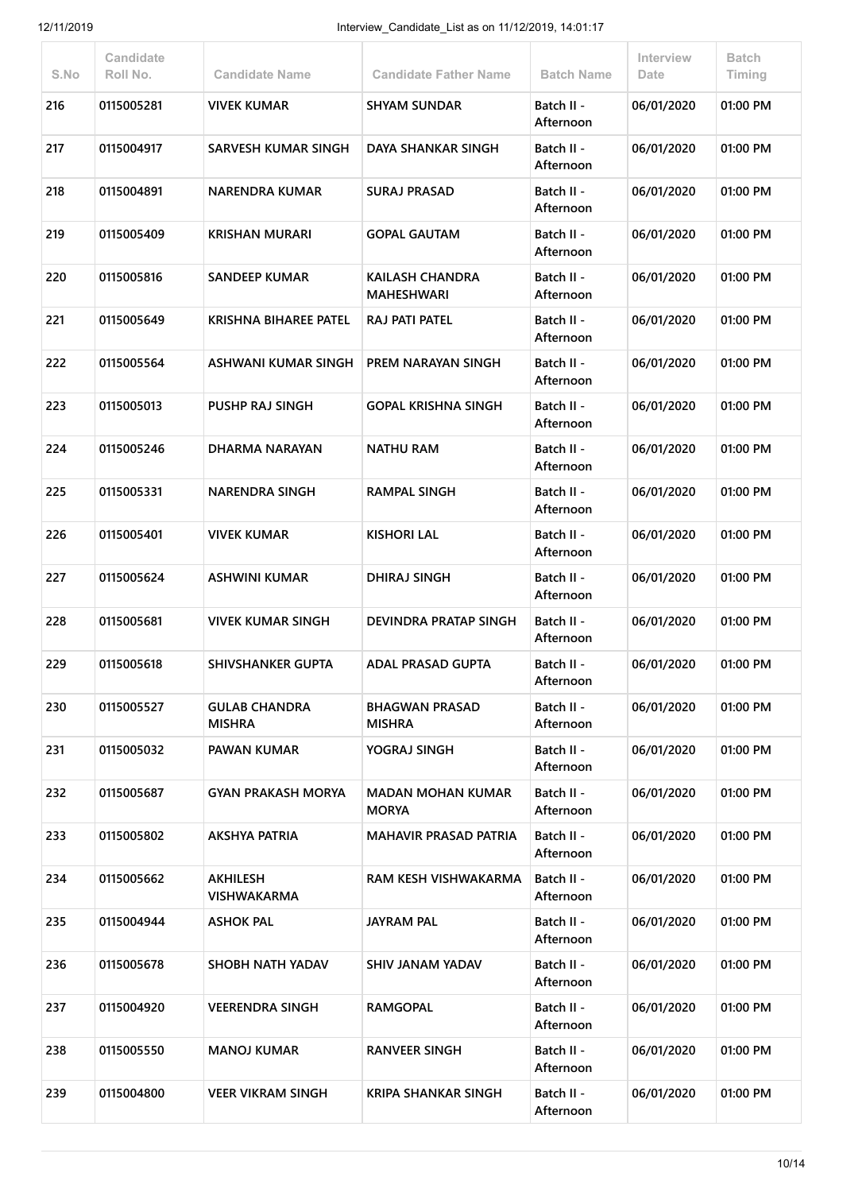| S.No | Candidate Roll No. | Candidate Name | Candidate Father Name | Batch Name | Interview Date | Batch Timing |
|---|---|---|---|---|---|---|
| 216 | 0115005281 | VIVEK KUMAR | SHYAM SUNDAR | Batch II - Afternoon | 06/01/2020 | 01:00 PM |
| 217 | 0115004917 | SARVESH KUMAR SINGH | DAYA SHANKAR SINGH | Batch II - Afternoon | 06/01/2020 | 01:00 PM |
| 218 | 0115004891 | NARENDRA KUMAR | SURAJ PRASAD | Batch II - Afternoon | 06/01/2020 | 01:00 PM |
| 219 | 0115005409 | KRISHAN MURARI | GOPAL GAUTAM | Batch II - Afternoon | 06/01/2020 | 01:00 PM |
| 220 | 0115005816 | SANDEEP KUMAR | KAILASH CHANDRA MAHESHWARI | Batch II - Afternoon | 06/01/2020 | 01:00 PM |
| 221 | 0115005649 | KRISHNA BIHAREE PATEL | RAJ PATI PATEL | Batch II - Afternoon | 06/01/2020 | 01:00 PM |
| 222 | 0115005564 | ASHWANI KUMAR SINGH | PREM NARAYAN SINGH | Batch II - Afternoon | 06/01/2020 | 01:00 PM |
| 223 | 0115005013 | PUSHP RAJ SINGH | GOPAL KRISHNA SINGH | Batch II - Afternoon | 06/01/2020 | 01:00 PM |
| 224 | 0115005246 | DHARMA NARAYAN | NATHU RAM | Batch II - Afternoon | 06/01/2020 | 01:00 PM |
| 225 | 0115005331 | NARENDRA SINGH | RAMPAL SINGH | Batch II - Afternoon | 06/01/2020 | 01:00 PM |
| 226 | 0115005401 | VIVEK KUMAR | KISHORI LAL | Batch II - Afternoon | 06/01/2020 | 01:00 PM |
| 227 | 0115005624 | ASHWINI KUMAR | DHIRAJ SINGH | Batch II - Afternoon | 06/01/2020 | 01:00 PM |
| 228 | 0115005681 | VIVEK KUMAR SINGH | DEVINDRA PRATAP SINGH | Batch II - Afternoon | 06/01/2020 | 01:00 PM |
| 229 | 0115005618 | SHIVSHANKER GUPTA | ADAL PRASAD GUPTA | Batch II - Afternoon | 06/01/2020 | 01:00 PM |
| 230 | 0115005527 | GULAB CHANDRA MISHRA | BHAGWAN PRASAD MISHRA | Batch II - Afternoon | 06/01/2020 | 01:00 PM |
| 231 | 0115005032 | PAWAN KUMAR | YOGRAJ SINGH | Batch II - Afternoon | 06/01/2020 | 01:00 PM |
| 232 | 0115005687 | GYAN PRAKASH MORYA | MADAN MOHAN KUMAR MORYA | Batch II - Afternoon | 06/01/2020 | 01:00 PM |
| 233 | 0115005802 | AKSHYA PATRIA | MAHAVIR PRASAD PATRIA | Batch II - Afternoon | 06/01/2020 | 01:00 PM |
| 234 | 0115005662 | AKHILESH VISHWAKARMA | RAM KESH VISHWAKARMA | Batch II - Afternoon | 06/01/2020 | 01:00 PM |
| 235 | 0115004944 | ASHOK PAL | JAYRAM PAL | Batch II - Afternoon | 06/01/2020 | 01:00 PM |
| 236 | 0115005678 | SHOBH NATH YADAV | SHIV JANAM YADAV | Batch II - Afternoon | 06/01/2020 | 01:00 PM |
| 237 | 0115004920 | VEERENDRA SINGH | RAMGOPAL | Batch II - Afternoon | 06/01/2020 | 01:00 PM |
| 238 | 0115005550 | MANOJ KUMAR | RANVEER SINGH | Batch II - Afternoon | 06/01/2020 | 01:00 PM |
| 239 | 0115004800 | VEER VIKRAM SINGH | KRIPA SHANKAR SINGH | Batch II - Afternoon | 06/01/2020 | 01:00 PM |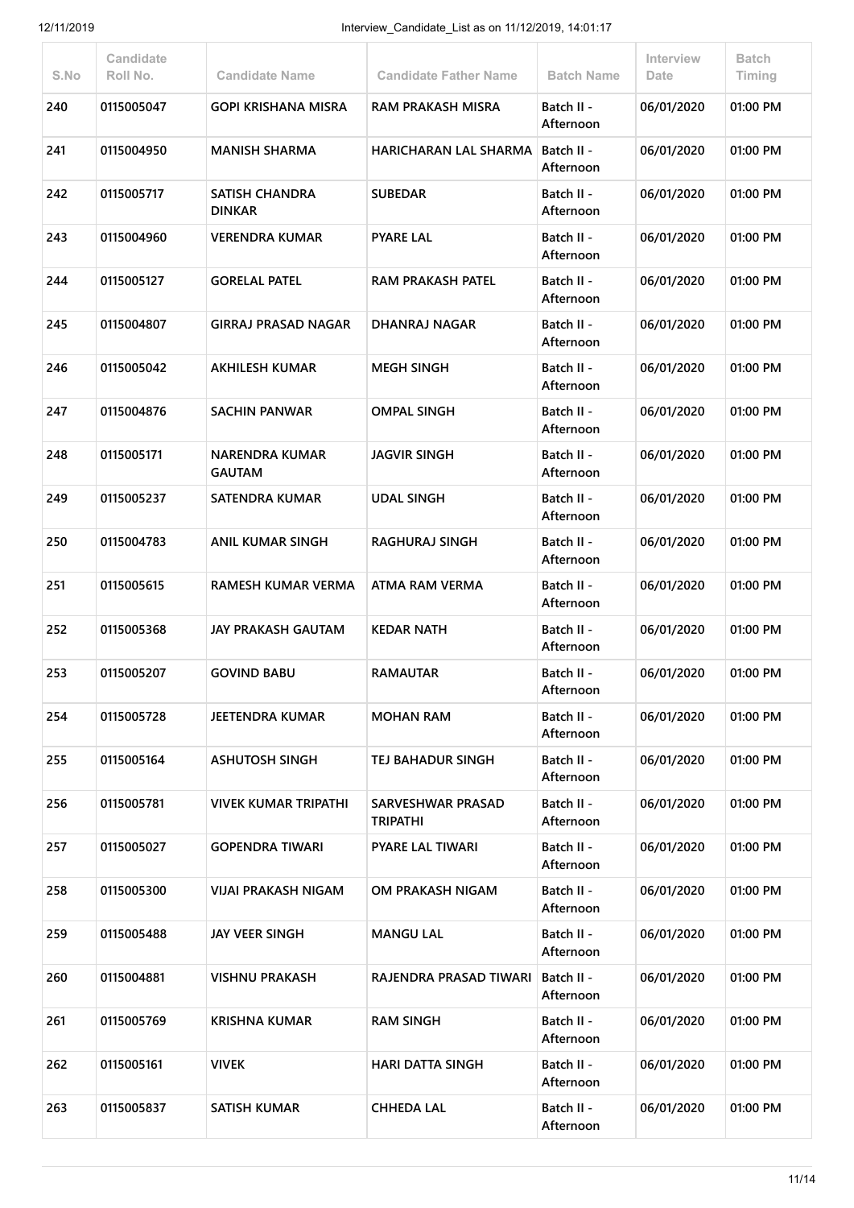| S.No | Candidate Roll No. | Candidate Name | Candidate Father Name | Batch Name | Interview Date | Batch Timing |
|---|---|---|---|---|---|---|
| 240 | 0115005047 | GOPI KRISHANA MISRA | RAM PRAKASH MISRA | Batch II - Afternoon | 06/01/2020 | 01:00 PM |
| 241 | 0115004950 | MANISH SHARMA | HARICHARAN LAL SHARMA | Batch II - Afternoon | 06/01/2020 | 01:00 PM |
| 242 | 0115005717 | SATISH CHANDRA DINKAR | SUBEDAR | Batch II - Afternoon | 06/01/2020 | 01:00 PM |
| 243 | 0115004960 | VERENDRA KUMAR | PYARE LAL | Batch II - Afternoon | 06/01/2020 | 01:00 PM |
| 244 | 0115005127 | GORELAL PATEL | RAM PRAKASH PATEL | Batch II - Afternoon | 06/01/2020 | 01:00 PM |
| 245 | 0115004807 | GIRRAJ PRASAD NAGAR | DHANRAJ NAGAR | Batch II - Afternoon | 06/01/2020 | 01:00 PM |
| 246 | 0115005042 | AKHILESH KUMAR | MEGH SINGH | Batch II - Afternoon | 06/01/2020 | 01:00 PM |
| 247 | 0115004876 | SACHIN PANWAR | OMPAL SINGH | Batch II - Afternoon | 06/01/2020 | 01:00 PM |
| 248 | 0115005171 | NARENDRA KUMAR GAUTAM | JAGVIR SINGH | Batch II - Afternoon | 06/01/2020 | 01:00 PM |
| 249 | 0115005237 | SATENDRA KUMAR | UDAL SINGH | Batch II - Afternoon | 06/01/2020 | 01:00 PM |
| 250 | 0115004783 | ANIL KUMAR SINGH | RAGHURAJ SINGH | Batch II - Afternoon | 06/01/2020 | 01:00 PM |
| 251 | 0115005615 | RAMESH KUMAR VERMA | ATMA RAM VERMA | Batch II - Afternoon | 06/01/2020 | 01:00 PM |
| 252 | 0115005368 | JAY PRAKASH GAUTAM | KEDAR NATH | Batch II - Afternoon | 06/01/2020 | 01:00 PM |
| 253 | 0115005207 | GOVIND BABU | RAMAUTAR | Batch II - Afternoon | 06/01/2020 | 01:00 PM |
| 254 | 0115005728 | JEETENDRA KUMAR | MOHAN RAM | Batch II - Afternoon | 06/01/2020 | 01:00 PM |
| 255 | 0115005164 | ASHUTOSH SINGH | TEJ BAHADUR SINGH | Batch II - Afternoon | 06/01/2020 | 01:00 PM |
| 256 | 0115005781 | VIVEK KUMAR TRIPATHI | SARVESHWAR PRASAD TRIPATHI | Batch II - Afternoon | 06/01/2020 | 01:00 PM |
| 257 | 0115005027 | GOPENDRA TIWARI | PYARE LAL TIWARI | Batch II - Afternoon | 06/01/2020 | 01:00 PM |
| 258 | 0115005300 | VIJAI PRAKASH NIGAM | OM PRAKASH NIGAM | Batch II - Afternoon | 06/01/2020 | 01:00 PM |
| 259 | 0115005488 | JAY VEER SINGH | MANGU LAL | Batch II - Afternoon | 06/01/2020 | 01:00 PM |
| 260 | 0115004881 | VISHNU PRAKASH | RAJENDRA PRASAD TIWARI | Batch II - Afternoon | 06/01/2020 | 01:00 PM |
| 261 | 0115005769 | KRISHNA KUMAR | RAM SINGH | Batch II - Afternoon | 06/01/2020 | 01:00 PM |
| 262 | 0115005161 | VIVEK | HARI DATTA SINGH | Batch II - Afternoon | 06/01/2020 | 01:00 PM |
| 263 | 0115005837 | SATISH KUMAR | CHHEDA LAL | Batch II - Afternoon | 06/01/2020 | 01:00 PM |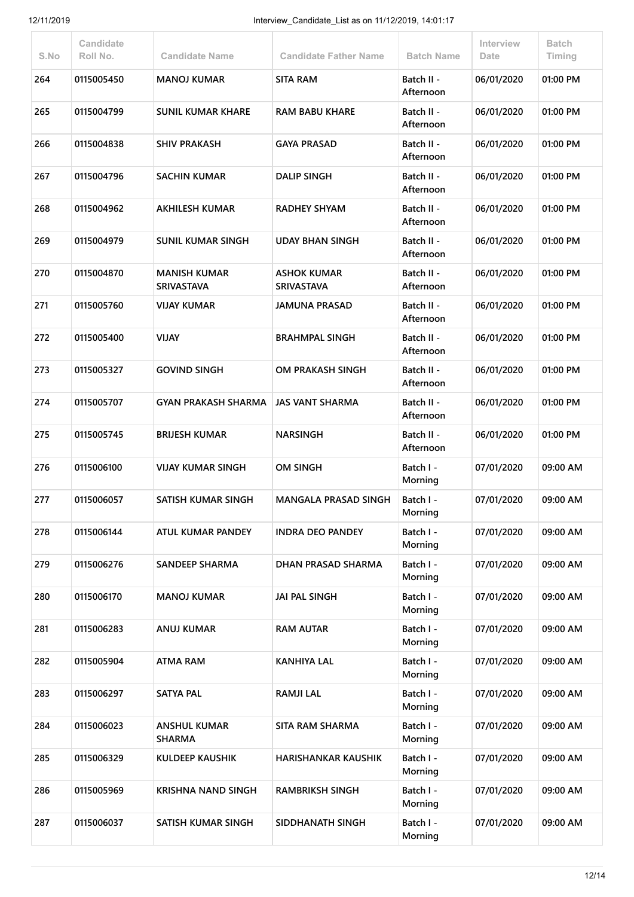| S.No | Candidate Roll No. | Candidate Name | Candidate Father Name | Batch Name | Interview Date | Batch Timing |
|---|---|---|---|---|---|---|
| 264 | 0115005450 | MANOJ KUMAR | SITA RAM | Batch II - Afternoon | 06/01/2020 | 01:00 PM |
| 265 | 0115004799 | SUNIL KUMAR KHARE | RAM BABU KHARE | Batch II - Afternoon | 06/01/2020 | 01:00 PM |
| 266 | 0115004838 | SHIV PRAKASH | GAYA PRASAD | Batch II - Afternoon | 06/01/2020 | 01:00 PM |
| 267 | 0115004796 | SACHIN KUMAR | DALIP SINGH | Batch II - Afternoon | 06/01/2020 | 01:00 PM |
| 268 | 0115004962 | AKHILESH KUMAR | RADHEY SHYAM | Batch II - Afternoon | 06/01/2020 | 01:00 PM |
| 269 | 0115004979 | SUNIL KUMAR SINGH | UDAY BHAN SINGH | Batch II - Afternoon | 06/01/2020 | 01:00 PM |
| 270 | 0115004870 | MANISH KUMAR SRIVASTAVA | ASHOK KUMAR SRIVASTAVA | Batch II - Afternoon | 06/01/2020 | 01:00 PM |
| 271 | 0115005760 | VIJAY KUMAR | JAMUNA PRASAD | Batch II - Afternoon | 06/01/2020 | 01:00 PM |
| 272 | 0115005400 | VIJAY | BRAHMPAL SINGH | Batch II - Afternoon | 06/01/2020 | 01:00 PM |
| 273 | 0115005327 | GOVIND SINGH | OM PRAKASH SINGH | Batch II - Afternoon | 06/01/2020 | 01:00 PM |
| 274 | 0115005707 | GYAN PRAKASH SHARMA | JAS VANT SHARMA | Batch II - Afternoon | 06/01/2020 | 01:00 PM |
| 275 | 0115005745 | BRIJESH KUMAR | NARSINGH | Batch II - Afternoon | 06/01/2020 | 01:00 PM |
| 276 | 0115006100 | VIJAY KUMAR SINGH | OM SINGH | Batch I - Morning | 07/01/2020 | 09:00 AM |
| 277 | 0115006057 | SATISH KUMAR SINGH | MANGALA PRASAD SINGH | Batch I - Morning | 07/01/2020 | 09:00 AM |
| 278 | 0115006144 | ATUL KUMAR PANDEY | INDRA DEO PANDEY | Batch I - Morning | 07/01/2020 | 09:00 AM |
| 279 | 0115006276 | SANDEEP SHARMA | DHAN PRASAD SHARMA | Batch I - Morning | 07/01/2020 | 09:00 AM |
| 280 | 0115006170 | MANOJ KUMAR | JAI PAL SINGH | Batch I - Morning | 07/01/2020 | 09:00 AM |
| 281 | 0115006283 | ANUJ KUMAR | RAM AUTAR | Batch I - Morning | 07/01/2020 | 09:00 AM |
| 282 | 0115005904 | ATMA RAM | KANHIYA LAL | Batch I - Morning | 07/01/2020 | 09:00 AM |
| 283 | 0115006297 | SATYA PAL | RAMJI LAL | Batch I - Morning | 07/01/2020 | 09:00 AM |
| 284 | 0115006023 | ANSHUL KUMAR SHARMA | SITA RAM SHARMA | Batch I - Morning | 07/01/2020 | 09:00 AM |
| 285 | 0115006329 | KULDEEP KAUSHIK | HARISHANKAR KAUSHIK | Batch I - Morning | 07/01/2020 | 09:00 AM |
| 286 | 0115005969 | KRISHNA NAND SINGH | RAMBRIKSH SINGH | Batch I - Morning | 07/01/2020 | 09:00 AM |
| 287 | 0115006037 | SATISH KUMAR SINGH | SIDDHANATH SINGH | Batch I - Morning | 07/01/2020 | 09:00 AM |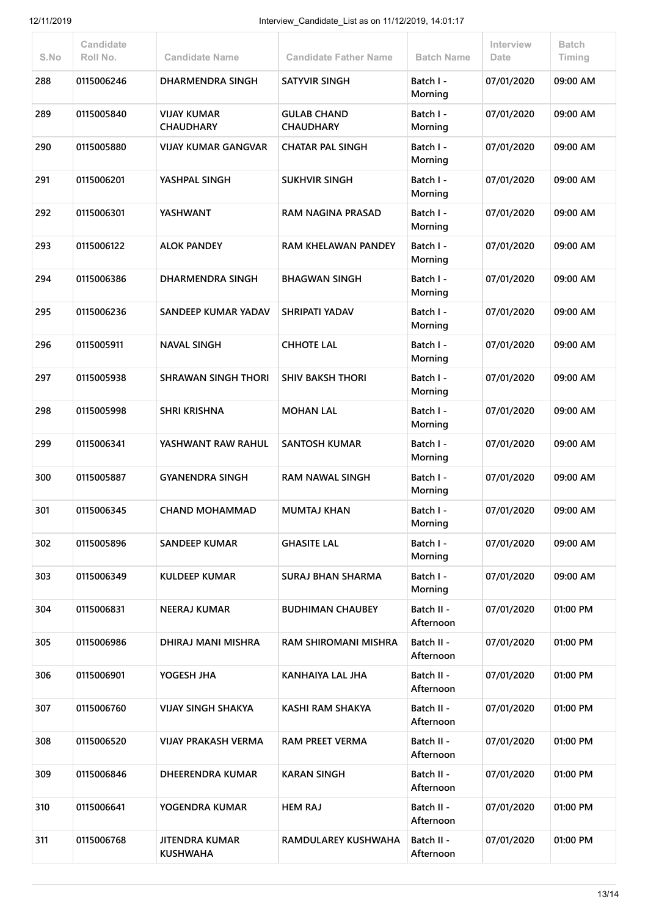| S.No | Candidate Roll No. | Candidate Name | Candidate Father Name | Batch Name | Interview Date | Batch Timing |
|---|---|---|---|---|---|---|
| 288 | 0115006246 | DHARMENDRA SINGH | SATYVIR SINGH | Batch I - Morning | 07/01/2020 | 09:00 AM |
| 289 | 0115005840 | VIJAY KUMAR CHAUDHARY | GULAB CHAND CHAUDHARY | Batch I - Morning | 07/01/2020 | 09:00 AM |
| 290 | 0115005880 | VIJAY KUMAR GANGVAR | CHATAR PAL SINGH | Batch I - Morning | 07/01/2020 | 09:00 AM |
| 291 | 0115006201 | YASHPAL SINGH | SUKHVIR SINGH | Batch I - Morning | 07/01/2020 | 09:00 AM |
| 292 | 0115006301 | YASHWANT | RAM NAGINA PRASAD | Batch I - Morning | 07/01/2020 | 09:00 AM |
| 293 | 0115006122 | ALOK PANDEY | RAM KHELAWAN PANDEY | Batch I - Morning | 07/01/2020 | 09:00 AM |
| 294 | 0115006386 | DHARMENDRA SINGH | BHAGWAN SINGH | Batch I - Morning | 07/01/2020 | 09:00 AM |
| 295 | 0115006236 | SANDEEP KUMAR YADAV | SHRIPATI YADAV | Batch I - Morning | 07/01/2020 | 09:00 AM |
| 296 | 0115005911 | NAVAL SINGH | CHHOTE LAL | Batch I - Morning | 07/01/2020 | 09:00 AM |
| 297 | 0115005938 | SHRAWAN SINGH THORI | SHIV BAKSH THORI | Batch I - Morning | 07/01/2020 | 09:00 AM |
| 298 | 0115005998 | SHRI KRISHNA | MOHAN LAL | Batch I - Morning | 07/01/2020 | 09:00 AM |
| 299 | 0115006341 | YASHWANT RAW RAHUL | SANTOSH KUMAR | Batch I - Morning | 07/01/2020 | 09:00 AM |
| 300 | 0115005887 | GYANENDRA SINGH | RAM NAWAL SINGH | Batch I - Morning | 07/01/2020 | 09:00 AM |
| 301 | 0115006345 | CHAND MOHAMMAD | MUMTAJ KHAN | Batch I - Morning | 07/01/2020 | 09:00 AM |
| 302 | 0115005896 | SANDEEP KUMAR | GHASITE LAL | Batch I - Morning | 07/01/2020 | 09:00 AM |
| 303 | 0115006349 | KULDEEP KUMAR | SURAJ BHAN SHARMA | Batch I - Morning | 07/01/2020 | 09:00 AM |
| 304 | 0115006831 | NEERAJ KUMAR | BUDHIMAN CHAUBEY | Batch II - Afternoon | 07/01/2020 | 01:00 PM |
| 305 | 0115006986 | DHIRAJ MANI MISHRA | RAM SHIROMANI MISHRA | Batch II - Afternoon | 07/01/2020 | 01:00 PM |
| 306 | 0115006901 | YOGESH JHA | KANHAIYA LAL JHA | Batch II - Afternoon | 07/01/2020 | 01:00 PM |
| 307 | 0115006760 | VIJAY SINGH SHAKYA | KASHI RAM SHAKYA | Batch II - Afternoon | 07/01/2020 | 01:00 PM |
| 308 | 0115006520 | VIJAY PRAKASH VERMA | RAM PREET VERMA | Batch II - Afternoon | 07/01/2020 | 01:00 PM |
| 309 | 0115006846 | DHEERENDRA KUMAR | KARAN SINGH | Batch II - Afternoon | 07/01/2020 | 01:00 PM |
| 310 | 0115006641 | YOGENDRA KUMAR | HEM RAJ | Batch II - Afternoon | 07/01/2020 | 01:00 PM |
| 311 | 0115006768 | JITENDRA KUMAR KUSHWAHA | RAMDULAREY KUSHWAHA | Batch II - Afternoon | 07/01/2020 | 01:00 PM |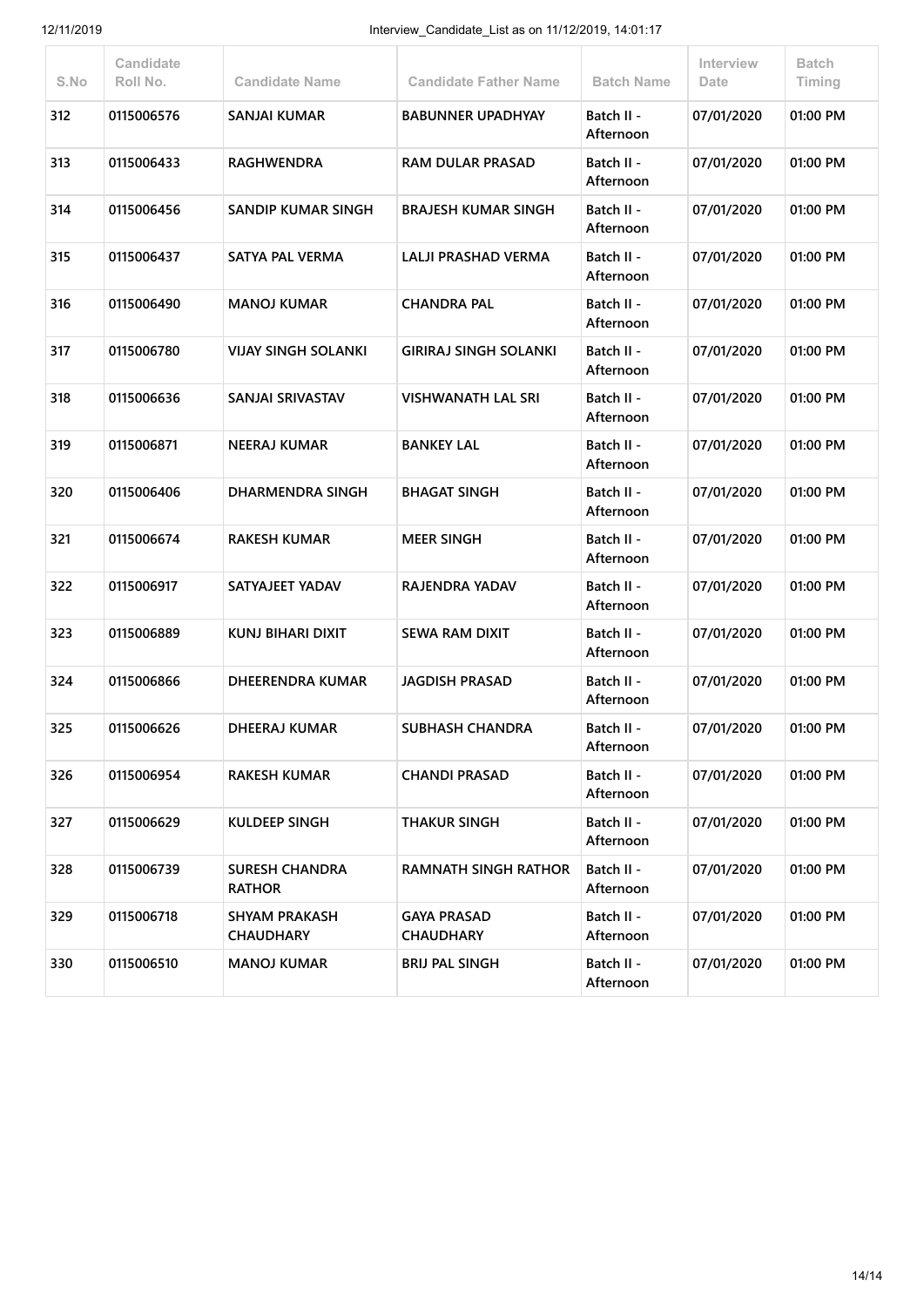| S.No | Candidate Roll No. | Candidate Name | Candidate Father Name | Batch Name | Interview Date | Batch Timing |
|---|---|---|---|---|---|---|
| 312 | 0115006576 | SANJAI KUMAR | BABUNNER UPADHYAY | Batch II - Afternoon | 07/01/2020 | 01:00 PM |
| 313 | 0115006433 | RAGHWENDRA | RAM DULAR PRASAD | Batch II - Afternoon | 07/01/2020 | 01:00 PM |
| 314 | 0115006456 | SANDIP KUMAR SINGH | BRAJESH KUMAR SINGH | Batch II - Afternoon | 07/01/2020 | 01:00 PM |
| 315 | 0115006437 | SATYA PAL VERMA | LALJI PRASHAD VERMA | Batch II - Afternoon | 07/01/2020 | 01:00 PM |
| 316 | 0115006490 | MANOJ KUMAR | CHANDRA PAL | Batch II - Afternoon | 07/01/2020 | 01:00 PM |
| 317 | 0115006780 | VIJAY SINGH SOLANKI | GIRIRAJ SINGH SOLANKI | Batch II - Afternoon | 07/01/2020 | 01:00 PM |
| 318 | 0115006636 | SANJAI SRIVASTAV | VISHWANATH LAL SRI | Batch II - Afternoon | 07/01/2020 | 01:00 PM |
| 319 | 0115006871 | NEERAJ KUMAR | BANKEY LAL | Batch II - Afternoon | 07/01/2020 | 01:00 PM |
| 320 | 0115006406 | DHARMENDRA SINGH | BHAGAT SINGH | Batch II - Afternoon | 07/01/2020 | 01:00 PM |
| 321 | 0115006674 | RAKESH KUMAR | MEER SINGH | Batch II - Afternoon | 07/01/2020 | 01:00 PM |
| 322 | 0115006917 | SATYAJEET YADAV | RAJENDRA YADAV | Batch II - Afternoon | 07/01/2020 | 01:00 PM |
| 323 | 0115006889 | KUNJ BIHARI DIXIT | SEWA RAM DIXIT | Batch II - Afternoon | 07/01/2020 | 01:00 PM |
| 324 | 0115006866 | DHEERENDRA KUMAR | JAGDISH PRASAD | Batch II - Afternoon | 07/01/2020 | 01:00 PM |
| 325 | 0115006626 | DHEERAJ KUMAR | SUBHASH CHANDRA | Batch II - Afternoon | 07/01/2020 | 01:00 PM |
| 326 | 0115006954 | RAKESH KUMAR | CHANDI PRASAD | Batch II - Afternoon | 07/01/2020 | 01:00 PM |
| 327 | 0115006629 | KULDEEP SINGH | THAKUR SINGH | Batch II - Afternoon | 07/01/2020 | 01:00 PM |
| 328 | 0115006739 | SURESH CHANDRA RATHOR | RAMNATH SINGH RATHOR | Batch II - Afternoon | 07/01/2020 | 01:00 PM |
| 329 | 0115006718 | SHYAM PRAKASH CHAUDHARY | GAYA PRASAD CHAUDHARY | Batch II - Afternoon | 07/01/2020 | 01:00 PM |
| 330 | 0115006510 | MANOJ KUMAR | BRIJ PAL SINGH | Batch II - Afternoon | 07/01/2020 | 01:00 PM |